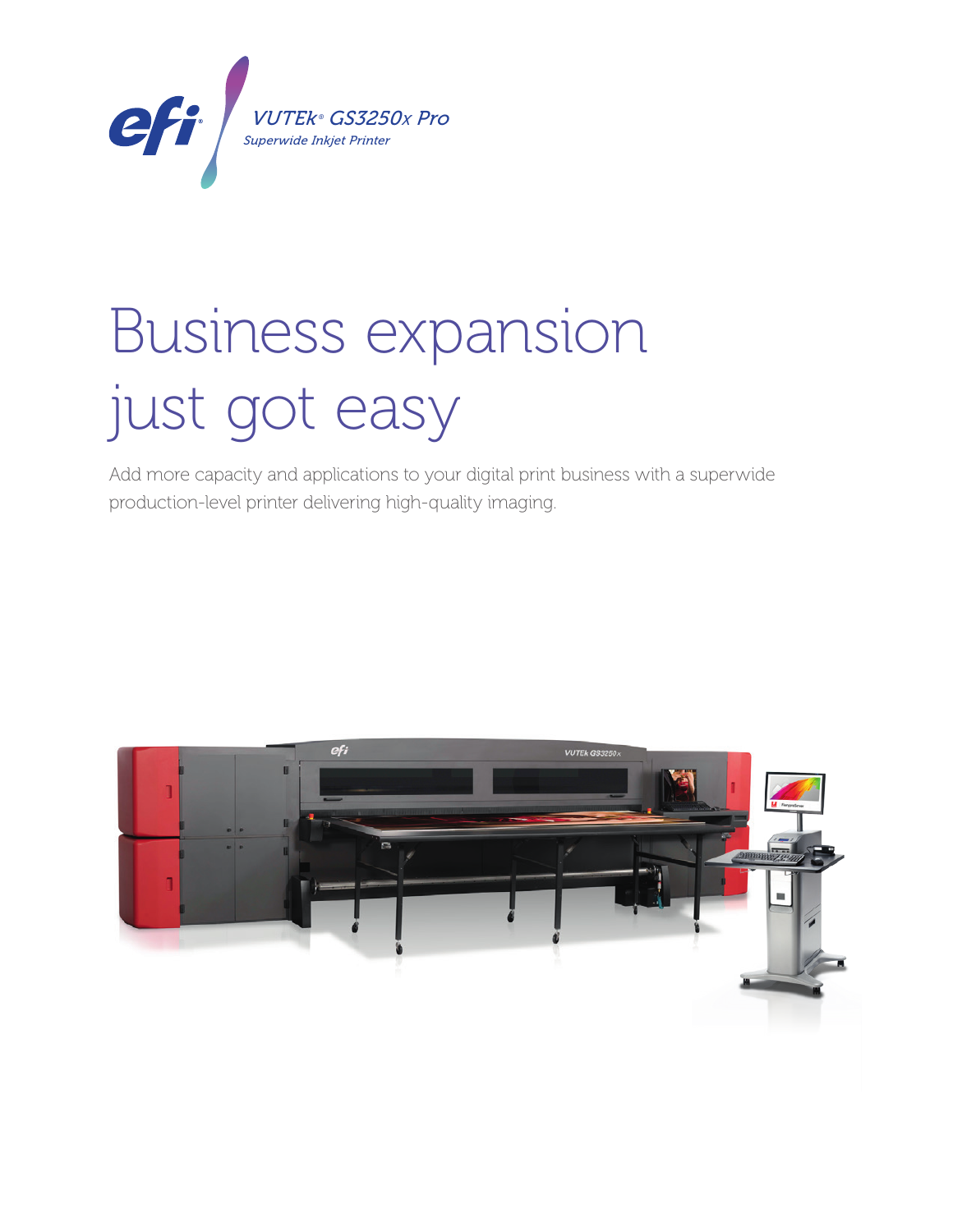efi

VUTEk® GS3250x Pro

*Superwide Inkjet Printer*

# Business expansion just got easy

Add more capacity and applications to your digital print business with a superwide production-level printer delivering high-quality imaging.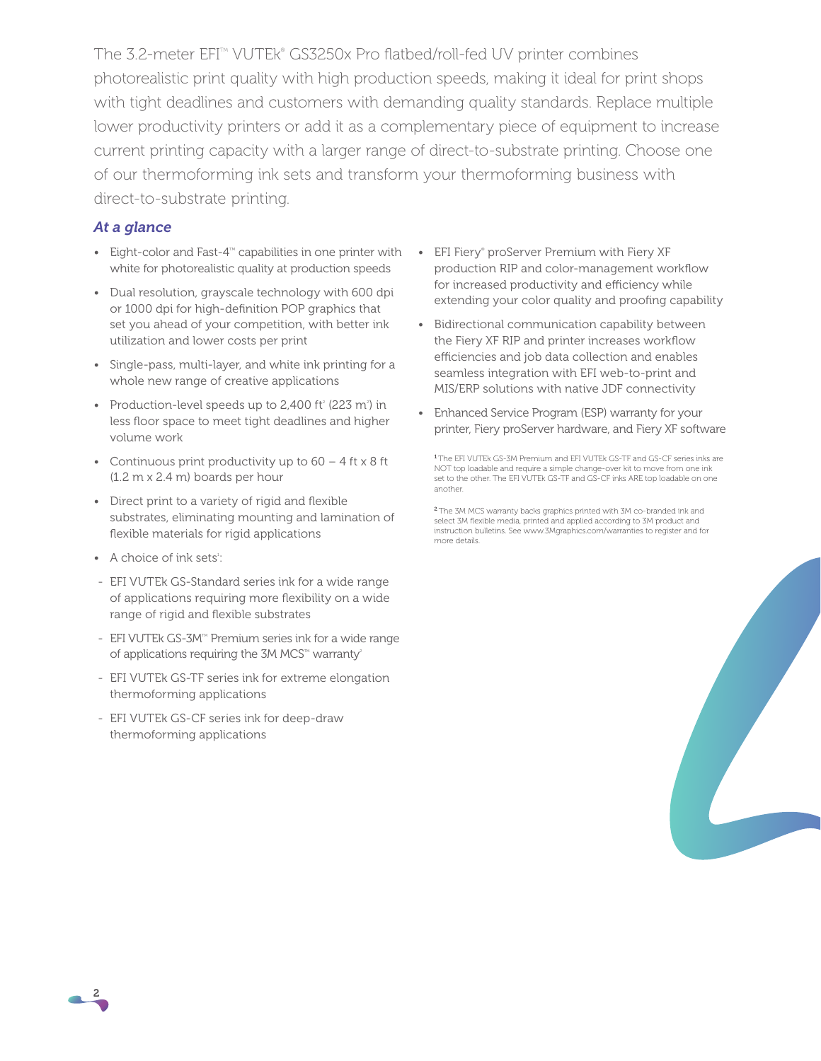The 3.2-meter EFI™ VUTEk® GS3250x Pro flatbed/roll-fed UV printer combines photorealistic print quality with high production speeds, making it ideal for print shops with tight deadlines and customers with demanding quality standards. Replace multiple lower productivity printers or add it as a complementary piece of equipment to increase current printing capacity with a larger range of direct-to-substrate printing. Choose one of our thermoforming ink sets and transform your thermoforming business with direct-to-substrate printing.

### *At a glance*

- Eight-color and Fast-4™ capabilities in one printer with white for photorealistic quality at production speeds
- Dual resolution, grayscale technology with 600 dpi or 1000 dpi for high-definition POP graphics that set you ahead of your competition, with better ink utilization and lower costs per print
- Single-pass, multi-layer, and white ink printing for a whole new range of creative applications
- Production-level speeds up to 2,400 $ft^2$ (223 $m^2$) in less floor space to meet tight deadlines and higher volume work
- Continuous print productivity up to 60 – 4 ft x 8 ft (1.2 m x 2.4 m) boards per hour
- Direct print to a variety of rigid and flexible substrates, eliminating mounting and lamination of flexible materials for rigid applications
- A choice of ink sets[1]:
  - EFI VUTEk GS-Standard series ink for a wide range of applications requiring more flexibility on a wide range of rigid and flexible substrates
  - EFI VUTEk GS-3M™ Premium series ink for a wide range of applications requiring the 3M MCS™ warranty[2]
  - EFI VUTEk GS-TF series ink for extreme elongation thermoforming applications
  - EFI VUTEk GS-CF series ink for deep-draw thermoforming applications
- EFI Fiery® proServer Premium with Fiery XF production RIP and color-management workflow for increased productivity and efficiency while extending your color quality and proofing capability
- Bidirectional communication capability between the Fiery XF RIP and printer increases workflow efficiencies and job data collection and enables seamless integration with EFI web-to-print and MIS/ERP solutions with native JDF connectivity
- Enhanced Service Program (ESP) warranty for your printer, Fiery proServer hardware, and Fiery XF software

[1] The EFI VUTEk GS-3M Premium and EFI VUTEk GS-TF and GS-CF series inks are NOT top loadable and require a simple change-over kit to move from one ink set to the other. The EFI VUTEk GS-TF and GS-CF inks ARE top loadable on one another.

[2] The 3M MCS warranty backs graphics printed with 3M co-branded ink and select 3M flexible media, printed and applied according to 3M product and instruction bulletins. See www.3Mgraphics.com/warranties to register and for more details.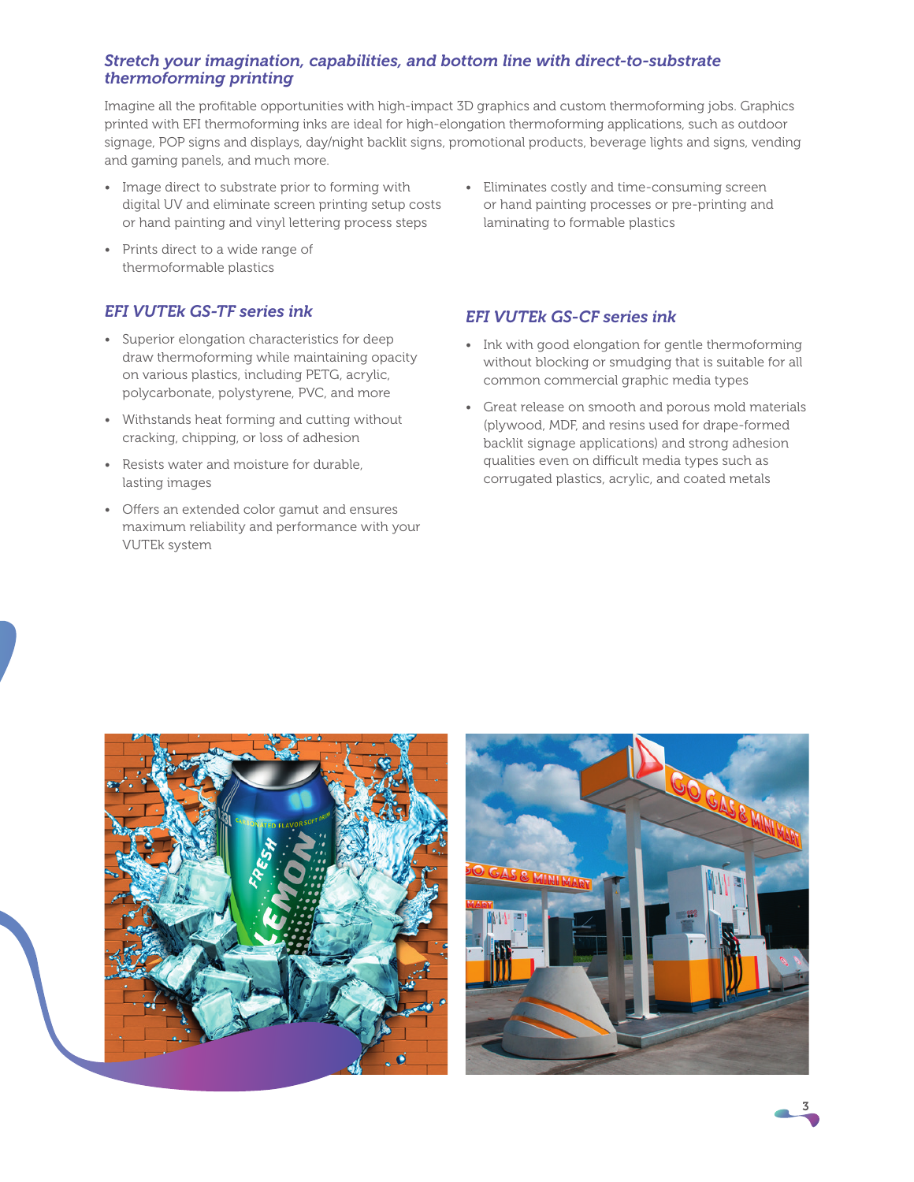## *Stretch your imagination, capabilities, and bottom line with direct-to-substrate thermoforming printing*

Imagine all the profitable opportunities with high-impact 3D graphics and custom thermoforming jobs. Graphics printed with EFI thermoforming inks are ideal for high-elongation thermoforming applications, such as outdoor signage, POP signs and displays, day/night backlit signs, promotional products, beverage lights and signs, vending and gaming panels, and much more.

- Image direct to substrate prior to forming with digital UV and eliminate screen printing setup costs or hand painting and vinyl lettering process steps
- Prints direct to a wide range of thermoformable plastics
- Eliminates costly and time-consuming screen or hand painting processes or pre-printing and laminating to formable plastics

### *EFI VUTEk GS-TF series ink*

- Superior elongation characteristics for deep draw thermoforming while maintaining opacity on various plastics, including PETG, acrylic, polycarbonate, polystyrene, PVC, and more
- Withstands heat forming and cutting without cracking, chipping, or loss of adhesion
- Resists water and moisture for durable, lasting images
- Offers an extended color gamut and ensures maximum reliability and performance with your VUTEk system

### *EFI VUTEk GS-CF series ink*

- Ink with good elongation for gentle thermoforming without blocking or smudging that is suitable for all common commercial graphic media types
- Great release on smooth and porous mold materials (plywood, MDF, and resins used for drape-formed backlit signage applications) and strong adhesion qualities even on difficult media types such as corrugated plastics, acrylic, and coated metals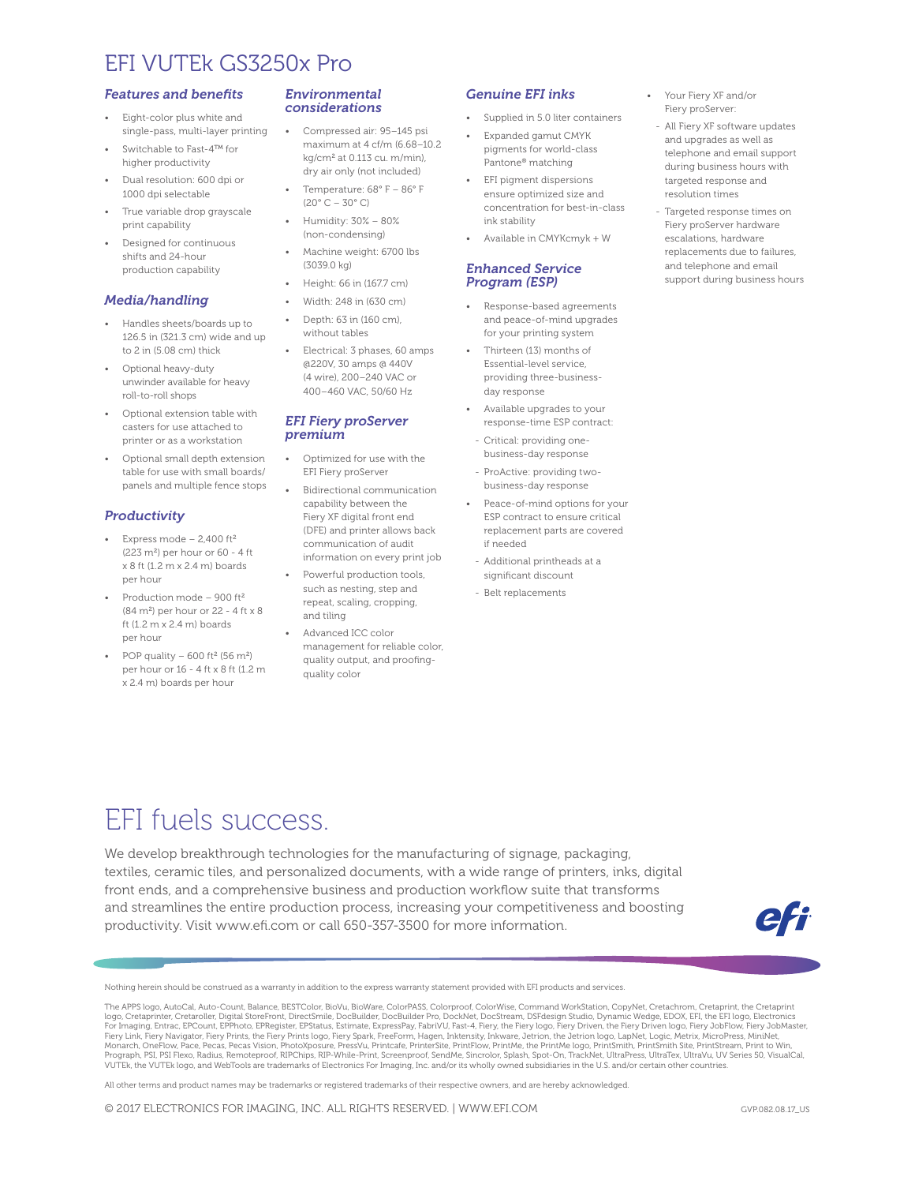# EFI VUTEk GS3250x Pro

## Features and benefits

- Eight-color plus white and single-pass, multi-layer printing
- Switchable to Fast-4™ for higher productivity
- Dual resolution: 600 dpi or 1000 dpi selectable
- True variable drop grayscale print capability
- Designed for continuous shifts and 24-hour production capability

## Media/handling

- Handles sheets/boards up to 126.5 in (321.3 cm) wide and up to 2 in (5.08 cm) thick
- Optional heavy-duty unwinder available for heavy roll-to-roll shops
- Optional extension table with casters for use attached to printer or as a workstation
- Optional small depth extension table for use with small boards/panels and multiple fence stops

## Productivity

- Express mode – 2,400 ft² (223 m²) per hour or 60 - 4 ft x 8 ft (1.2 m x 2.4 m) boards per hour
- Production mode – 900 ft² (84 m²) per hour or 22 - 4 ft x 8 ft (1.2 m x 2.4 m) boards per hour
- POP quality – 600 ft² (56 m²) per hour or 16 - 4 ft x 8 ft (1.2 m x 2.4 m) boards per hour

## Environmental considerations

- Compressed air: 95–145 psi maximum at 4 cf/m (6.68–10.2 kg/cm² at 0.113 cu. m/min), dry air only (not included)
- Temperature: 68° F – 86° F (20° C – 30° C)
- Humidity: 30% – 80% (non-condensing)
- Machine weight: 6700 lbs (3039.0 kg)
- Height: 66 in (167.7 cm)
- Width: 248 in (630 cm)
- Depth: 63 in (160 cm), without tables
- Electrical: 3 phases, 60 amps @220V, 30 amps @ 440V (4 wire), 200–240 VAC or 400–460 VAC, 50/60 Hz

## EFI Fiery proServer premium

- Optimized for use with the EFI Fiery proServer
- Bidirectional communication capability between the Fiery XF digital front end (DFE) and printer allows back communication of audit information on every print job
- Powerful production tools, such as nesting, step and repeat, scaling, cropping, and tiling
- Advanced ICC color management for reliable color, quality output, and proofing-quality color

## Genuine EFI inks

- Supplied in 5.0 liter containers
- Expanded gamut CMYK pigments for world-class Pantone® matching
- EFI pigment dispersions ensure optimized size and concentration for best-in-class ink stability
- Available in CMYKcmyk + W

## Enhanced Service Program (ESP)

- Response-based agreements and peace-of-mind upgrades for your printing system
- Thirteen (13) months of Essential-level service, providing three-business-day response
- Available upgrades to your response-time ESP contract:
  - Critical: providing one-business-day response
  - ProActive: providing two-business-day response
- Peace-of-mind options for your ESP contract to ensure critical replacement parts are covered if needed
  - Additional printheads at a significant discount
  - Belt replacements
- Your Fiery XF and/or Fiery proServer:
  - All Fiery XF software updates and upgrades as well as telephone and email support during business hours with targeted response and resolution times
  - Targeted response times on Fiery proServer hardware escalations, hardware replacements due to failures, and telephone and email support during business hours

# EFI fuels success.

We develop breakthrough technologies for the manufacturing of signage, packaging, textiles, ceramic tiles, and personalized documents, with a wide range of printers, inks, digital front ends, and a comprehensive business and production workflow suite that transforms and streamlines the entire production process, increasing your competitiveness and boosting productivity. Visit www.efi.com or call 650-357-3500 for more information.

Nothing herein should be construed as a warranty in addition to the express warranty statement provided with EFI products and services.

The APPS logo, AutoCal, Auto-Count, Balance, BESTColor, BioVu, BioWare, ColorPASS, Colorproof, ColorWise, Command WorkStation, CopyNet, Cretachrom, Cretaprint, the Cretaprint logo, Cretaprinter, Cretaroller, Digital StoreFront, DirectSmile, DocBuilder, DocBuilder Pro, DockNet, DocStream, DSFdesign Studio, Dynamic Wedge, EDOX, EFI, the EFI logo, Electronics For Imaging, Entrac, EPCount, EPPhoto, EPRegister, EPStatus, Estimate, ExpressPay, FabriVU, Fast-4, Fiery, the Fiery logo, Fiery Driven, the Fiery Driven logo, Fiery JobFlow, Fiery JobMaster, Fiery Link, Fiery Navigator, Fiery Prints, the Fiery Prints logo, Fiery Spark, FreeForm, Hagen, Inktensity, Inkware, Jetrion, the Jetrion logo, LapNet, Logic, Metrix, MicroPress, MiniNet, Monarch, OneFlow, Pace, Pecas, Pecas Vision, PhotoXposure, PressVu, Printcafe, PrinterSite, PrintFlow, PrintMe, the PrintMe logo, PrintSmith, PrintSmith Site, PrintStream, Print to Win, Prograph, PSI, PSI Flexo, Radius, Remoteproof, RIPChips, RIP-While-Print, Screenproof, SendMe, Sincrolor, Splash, Spot-On, TrackNet, UltraPress, UltraTex, UltraVu, UV Series 50, VisualCal, VUTEk, the VUTEk logo, and WebTools are trademarks of Electronics For Imaging, Inc. and/or its wholly owned subsidiaries in the U.S. and/or certain other countries.

All other terms and product names may be trademarks or registered trademarks of their respective owners, and are hereby acknowledged.

© 2017 ELECTRONICS FOR IMAGING, INC. ALL RIGHTS RESERVED. | WWW.EFI.COM

GVP.082.08.17_US